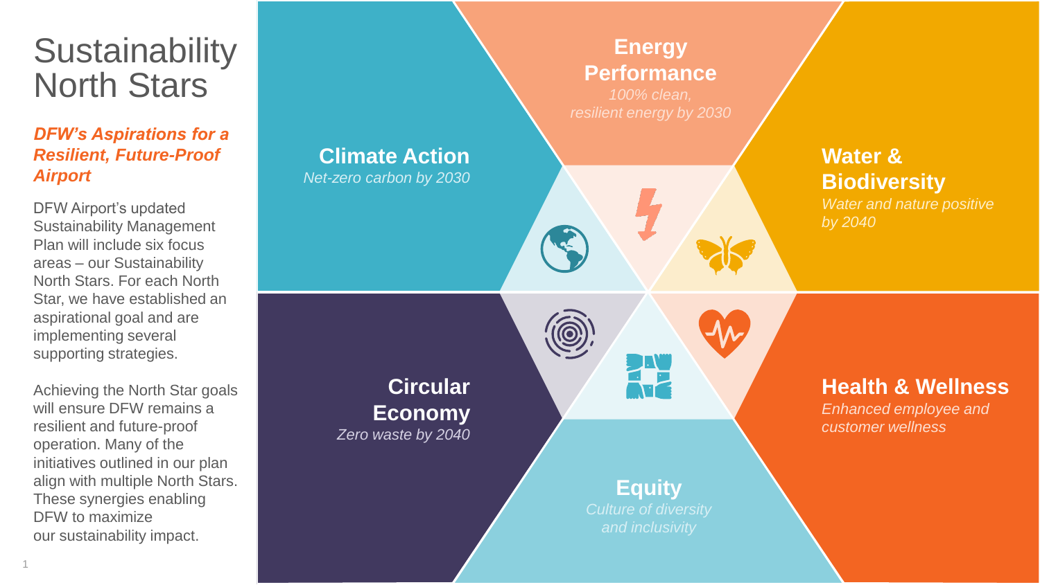# Sustainability North Stars

***DFW's Aspirations for a Resilient, Future-Proof Airport***

DFW Airport's updated Sustainability Management Plan will include six focus areas – our Sustainability North Stars. For each North Star, we have established an aspirational goal and are implementing several supporting strategies.

Achieving the North Star goals will ensure DFW remains a resilient and future-proof operation. Many of the initiatives outlined in our plan align with multiple North Stars. These synergies enabling DFW to maximize our sustainability impact.

**Climate Action**
*Net-zero carbon by 2030*

**Energy Performance**
*100% clean, resilient energy by 2030*

**Water & Biodiversity**
*Water and nature positive by 2040*

**Circular Economy**
*Zero waste by 2040*

**Equity**
*Culture of diversity and inclusivity*

**Health & Wellness**
*Enhanced employee and customer wellness*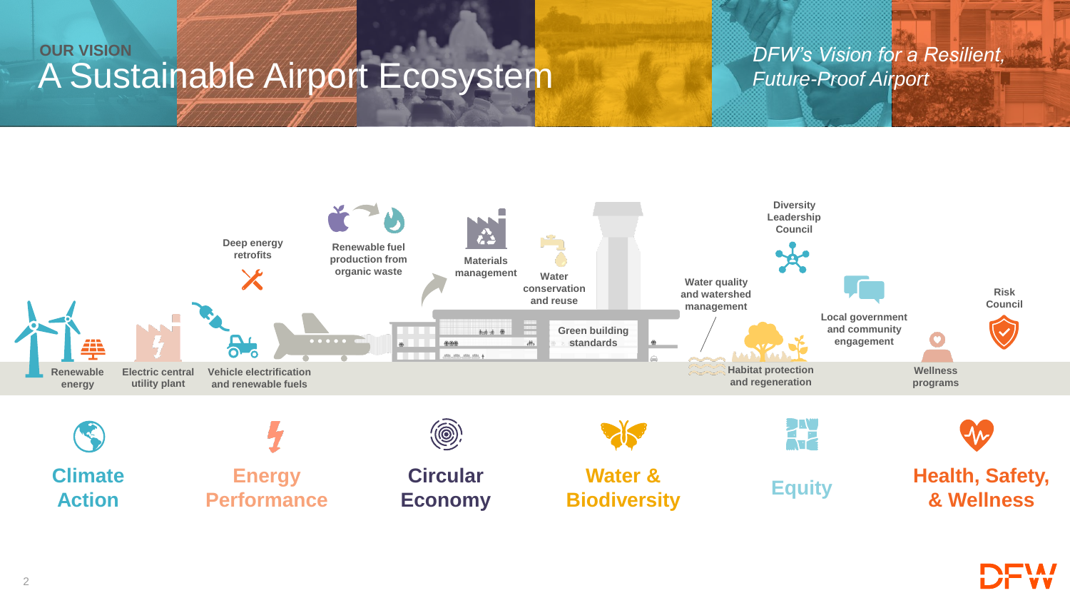OUR VISION

# A Sustainable Airport Ecosystem

*DFW's Vision for a Resilient, Future-Proof Airport*

Renewable energy

Electric central utility plant

Vehicle electrification and renewable fuels

Deep energy retrofits

Renewable fuel production from organic waste

Materials management

Water conservation and reuse

Green building standards

Water quality and watershed management

Habitat protection and regeneration

Diversity Leadership Council

Local government and community engagement

Wellness programs

Risk Council

**Climate Action**

**Energy Performance**

**Circular Economy**

**Water & Biodiversity**

**Equity**

**Health, Safety, & Wellness**

DFW